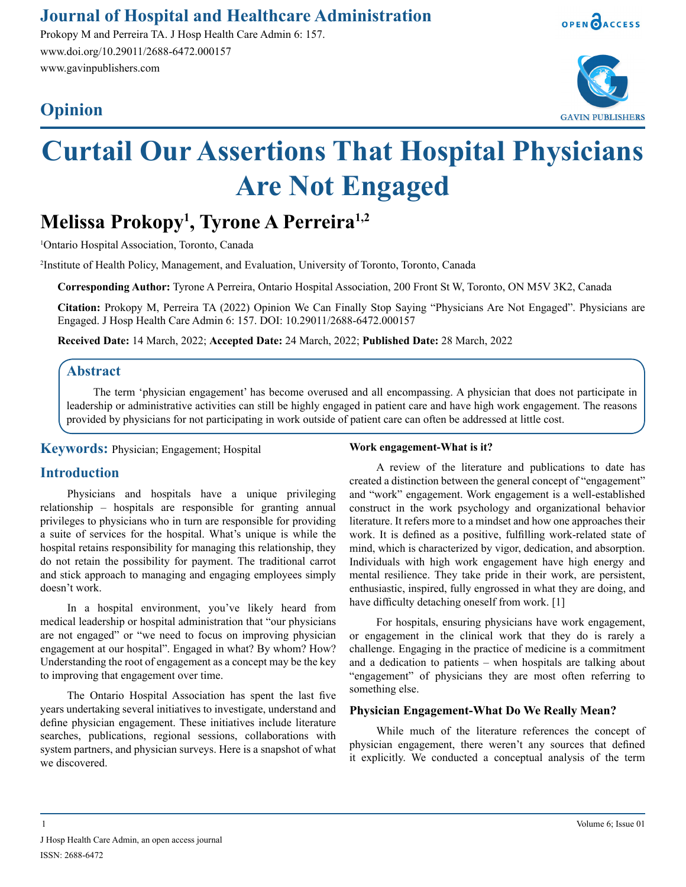# Curtail Our Assertions That Hospital Physicians Are Not Engaged

**Melissa Prokopy[1], Tyrone A Perreira[1,2]**

[1]Ontario Hospital Association, Toronto, Canada

[2]Institute of Health Policy, Management, and Evaluation, University of Toronto, Toronto, Canada

**Corresponding Author:** Tyrone A Perreira, Ontario Hospital Association, 200 Front St W, Toronto, ON M5V 3K2, Canada

**Citation:** Prokopy M, Perreira TA (2022) Opinion We Can Finally Stop Saying "Physicians Are Not Engaged". Physicians are Engaged. J Hosp Health Care Admin 6: 157. DOI: 10.29011/2688-6472.000157

**Received Date:** 14 March, 2022; **Accepted Date:** 24 March, 2022; **Published Date:** 28 March, 2022

## Abstract

The term 'physician engagement' has become overused and all encompassing. A physician that does not participate in leadership or administrative activities can still be highly engaged in patient care and have high work engagement. The reasons provided by physicians for not participating in work outside of patient care can often be addressed at little cost.

**Keywords:** Physician; Engagement; Hospital

## Introduction

Physicians and hospitals have a unique privileging relationship – hospitals are responsible for granting annual privileges to physicians who in turn are responsible for providing a suite of services for the hospital. What's unique is while the hospital retains responsibility for managing this relationship, they do not retain the possibility for payment. The traditional carrot and stick approach to managing and engaging employees simply doesn't work.

In a hospital environment, you've likely heard from medical leadership or hospital administration that "our physicians are not engaged" or "we need to focus on improving physician engagement at our hospital". Engaged in what? By whom? How? Understanding the root of engagement as a concept may be the key to improving that engagement over time.

The Ontario Hospital Association has spent the last five years undertaking several initiatives to investigate, understand and define physician engagement. These initiatives include literature searches, publications, regional sessions, collaborations with system partners, and physician surveys. Here is a snapshot of what we discovered.

### Work engagement-What is it?

A review of the literature and publications to date has created a distinction between the general concept of "engagement" and "work" engagement. Work engagement is a well-established construct in the work psychology and organizational behavior literature. It refers more to a mindset and how one approaches their work. It is defined as a positive, fulfilling work-related state of mind, which is characterized by vigor, dedication, and absorption. Individuals with high work engagement have high energy and mental resilience. They take pride in their work, are persistent, enthusiastic, inspired, fully engrossed in what they are doing, and have difficulty detaching oneself from work. [1]

For hospitals, ensuring physicians have work engagement, or engagement in the clinical work that they do is rarely a challenge. Engaging in the practice of medicine is a commitment and a dedication to patients – when hospitals are talking about "engagement" of physicians they are most often referring to something else.

### Physician Engagement-What Do We Really Mean?

While much of the literature references the concept of physician engagement, there weren't any sources that defined it explicitly. We conducted a conceptual analysis of the term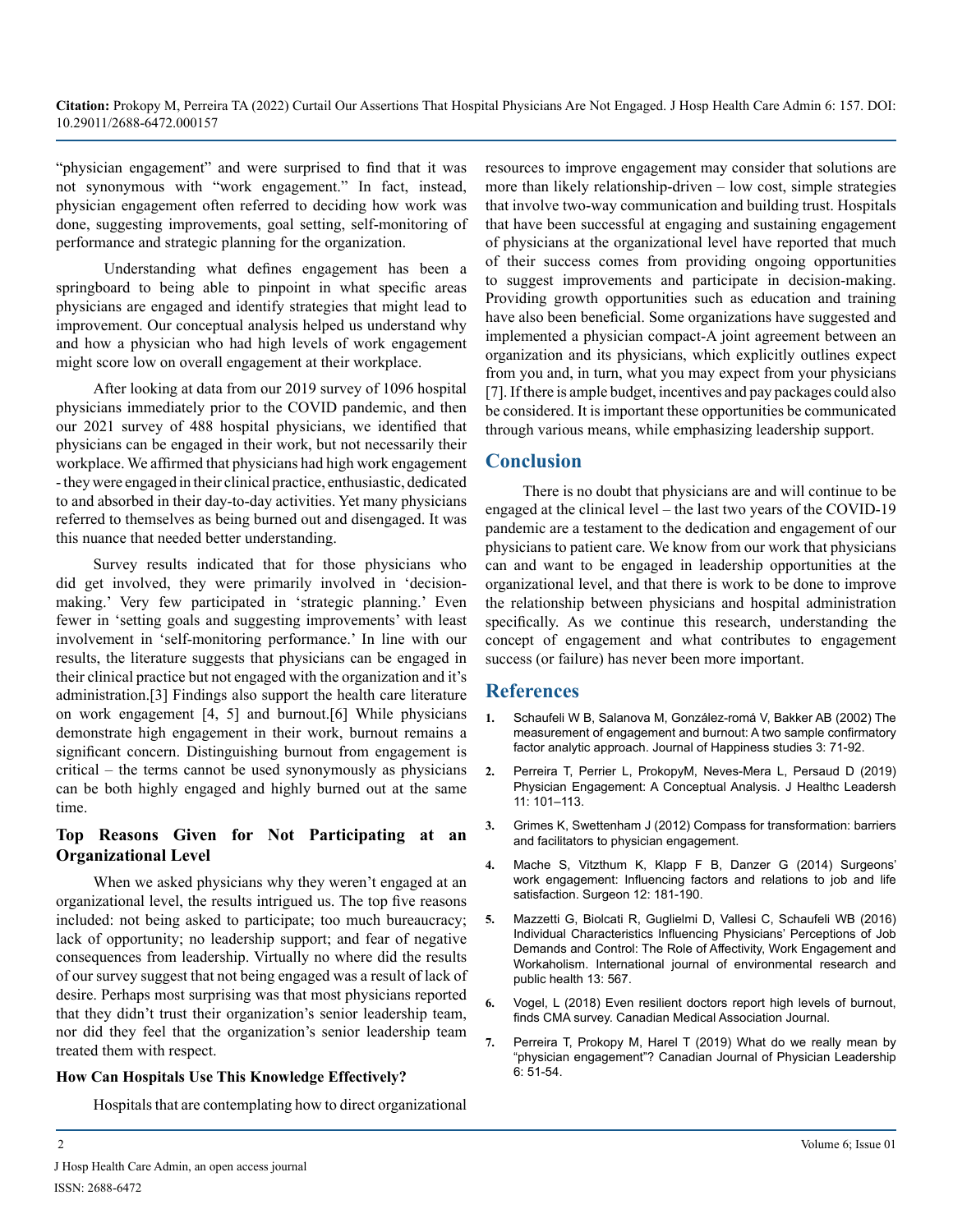"physician engagement" and were surprised to find that it was not synonymous with "work engagement." In fact, instead, physician engagement often referred to deciding how work was done, suggesting improvements, goal setting, self-monitoring of performance and strategic planning for the organization.

Understanding what defines engagement has been a springboard to being able to pinpoint in what specific areas physicians are engaged and identify strategies that might lead to improvement. Our conceptual analysis helped us understand why and how a physician who had high levels of work engagement might score low on overall engagement at their workplace.

After looking at data from our 2019 survey of 1096 hospital physicians immediately prior to the COVID pandemic, and then our 2021 survey of 488 hospital physicians, we identified that physicians can be engaged in their work, but not necessarily their workplace. We affirmed that physicians had high work engagement - they were engaged in their clinical practice, enthusiastic, dedicated to and absorbed in their day-to-day activities. Yet many physicians referred to themselves as being burned out and disengaged. It was this nuance that needed better understanding.

Survey results indicated that for those physicians who did get involved, they were primarily involved in 'decision-making.' Very few participated in 'strategic planning.' Even fewer in 'setting goals and suggesting improvements' with least involvement in 'self-monitoring performance.' In line with our results, the literature suggests that physicians can be engaged in their clinical practice but not engaged with the organization and it's administration.[3] Findings also support the health care literature on work engagement [4, 5] and burnout.[6] While physicians demonstrate high engagement in their work, burnout remains a significant concern. Distinguishing burnout from engagement is critical – the terms cannot be used synonymously as physicians can be both highly engaged and highly burned out at the same time.

### Top Reasons Given for Not Participating at an Organizational Level

When we asked physicians why they weren't engaged at an organizational level, the results intrigued us. The top five reasons included: not being asked to participate; too much bureaucracy; lack of opportunity; no leadership support; and fear of negative consequences from leadership. Virtually no where did the results of our survey suggest that not being engaged was a result of lack of desire. Perhaps most surprising was that most physicians reported that they didn't trust their organization's senior leadership team, nor did they feel that the organization's senior leadership team treated them with respect.

### How Can Hospitals Use This Knowledge Effectively?

Hospitals that are contemplating how to direct organizational resources to improve engagement may consider that solutions are more than likely relationship-driven – low cost, simple strategies that involve two-way communication and building trust. Hospitals that have been successful at engaging and sustaining engagement of physicians at the organizational level have reported that much of their success comes from providing ongoing opportunities to suggest improvements and participate in decision-making. Providing growth opportunities such as education and training have also been beneficial. Some organizations have suggested and implemented a physician compact-A joint agreement between an organization and its physicians, which explicitly outlines expect from you and, in turn, what you may expect from your physicians [7]. If there is ample budget, incentives and pay packages could also be considered. It is important these opportunities be communicated through various means, while emphasizing leadership support.

## Conclusion

There is no doubt that physicians are and will continue to be engaged at the clinical level – the last two years of the COVID-19 pandemic are a testament to the dedication and engagement of our physicians to patient care. We know from our work that physicians can and want to be engaged in leadership opportunities at the organizational level, and that there is work to be done to improve the relationship between physicians and hospital administration specifically. As we continue this research, understanding the concept of engagement and what contributes to engagement success (or failure) has never been more important.

## References

1. Schaufeli W B, Salanova M, González-romá V, Bakker AB (2002) The measurement of engagement and burnout: A two sample confirmatory factor analytic approach. Journal of Happiness studies 3: 71-92.
2. Perreira T, Perrier L, ProkopyM, Neves-Mera L, Persaud D (2019) Physician Engagement: A Conceptual Analysis. J Healthc Leadersh 11: 101–113.
3. Grimes K, Swettenham J (2012) Compass for transformation: barriers and facilitators to physician engagement.
4. Mache S, Vitzthum K, Klapp F B, Danzer G (2014) Surgeons' work engagement: Influencing factors and relations to job and life satisfaction. Surgeon 12: 181-190.
5. Mazzetti G, Biolcati R, Guglielmi D, Vallesi C, Schaufeli WB (2016) Individual Characteristics Influencing Physicians' Perceptions of Job Demands and Control: The Role of Affectivity, Work Engagement and Workaholism. International journal of environmental research and public health 13: 567.
6. Vogel, L (2018) Even resilient doctors report high levels of burnout, finds CMA survey. Canadian Medical Association Journal.
7. Perreira T, Prokopy M, Harel T (2019) What do we really mean by "physician engagement"? Canadian Journal of Physician Leadership 6: 51-54.